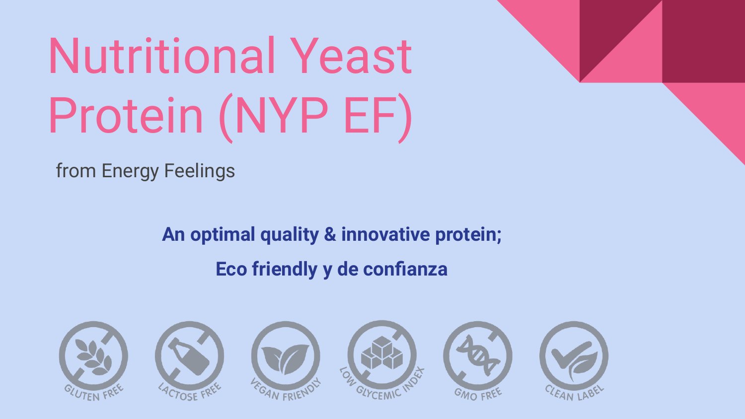# Nutritional Yeast Protein (NYP EF)

from Energy Feelings

**An optimal quality & innovative protein;**

**Eco friendly y de confianza**

GLUTEN FREE

LACTOSE FREE

VEGAN FRIENDLY

LOW GLYCEMIC INDEX

GMO FREE

CLEAN LABEL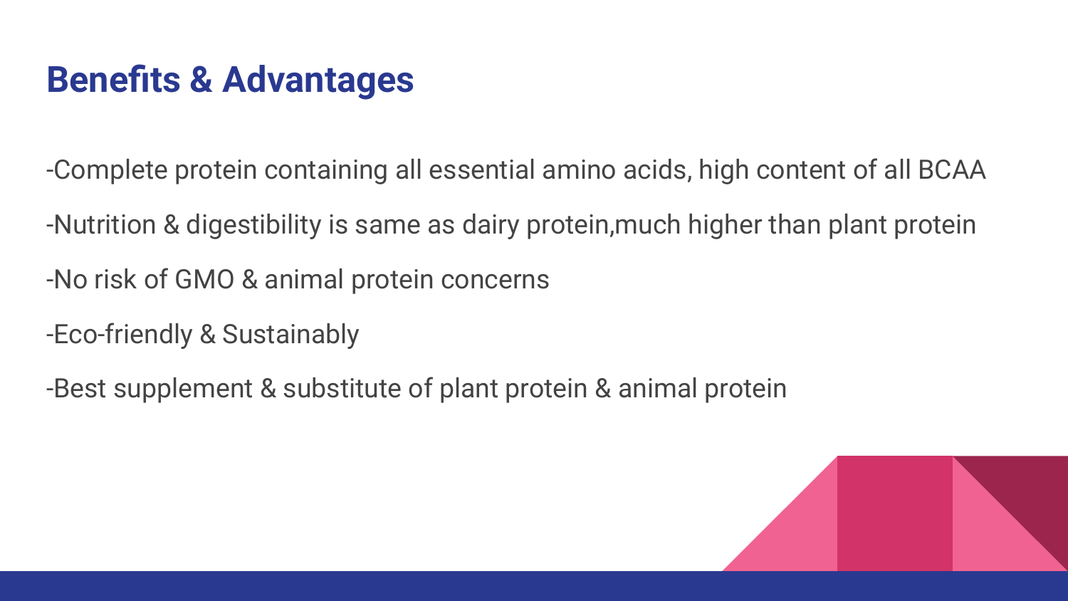## Benefits & Advantages

-Complete protein containing all essential amino acids, high content of all BCAA

-Nutrition & digestibility is same as dairy protein,much higher than plant protein

-No risk of GMO & animal protein concerns

-Eco-friendly & Sustainably

-Best supplement & substitute of plant protein & animal protein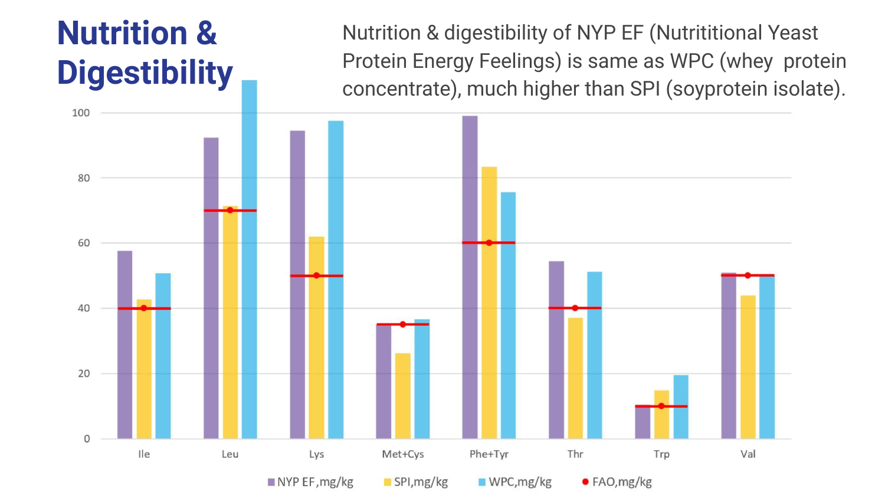# Nutrition & Digestibility

Nutrition & digestibility of NYP EF (Nutrititional Yeast Protein Energy Feelings) is same as WPC (whey protein concentrate), much higher than SPI (soyprotein isolate).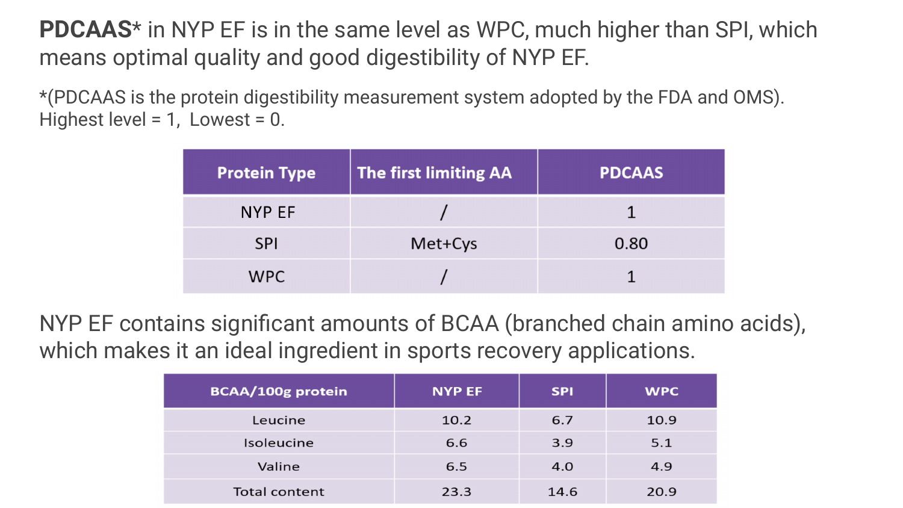**PDCAAS*** in NYP EF is in the same level as WPC, much higher than SPI, which means optimal quality and good digestibility of NYP EF.

*(PDCAAS is the protein digestibility measurement system adopted by the FDA and OMS). Highest level = 1, Lowest = 0.

| Protein Type | The first limiting AA | PDCAAS |
| --- | --- | --- |
| NYP EF | / | 1 |
| SPI | Met+Cys | 0.80 |
| WPC | / | 1 |

NYP EF contains significant amounts of BCAA (branched chain amino acids), which makes it an ideal ingredient in sports recovery applications.

| BCAA/100g protein | NYP EF | SPI | WPC |
| --- | --- | --- | --- |
| Leucine | 10.2 | 6.7 | 10.9 |
| Isoleucine | 6.6 | 3.9 | 5.1 |
| Valine | 6.5 | 4.0 | 4.9 |
| Total content | 23.3 | 14.6 | 20.9 |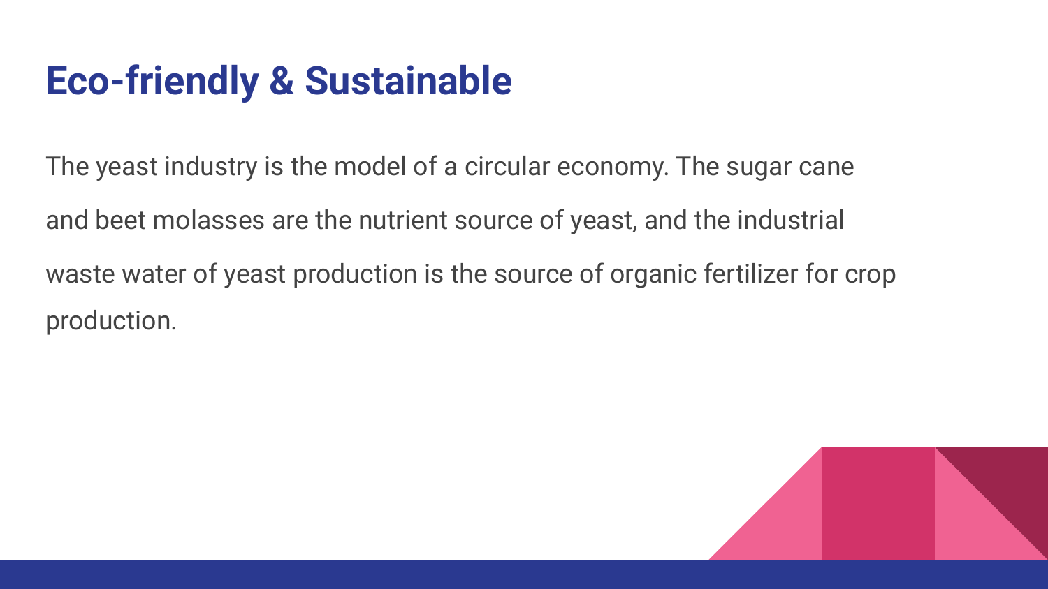# Eco-friendly & Sustainable

The yeast industry is the model of a circular economy. The sugar cane and beet molasses are the nutrient source of yeast, and the industrial waste water of yeast production is the source of organic fertilizer for crop production.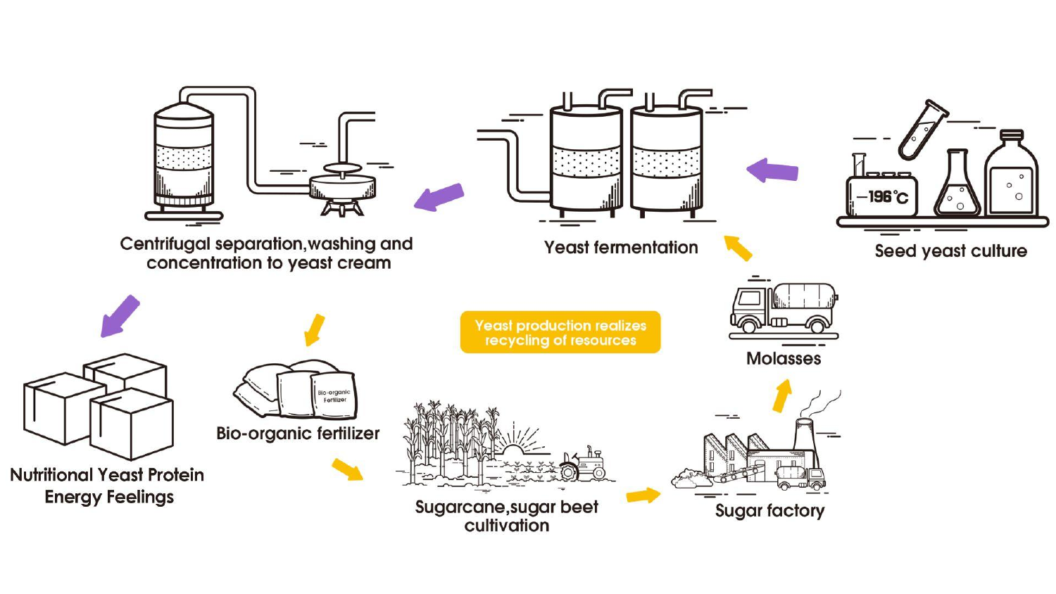Seed yeast culture

Yeast fermentation

Centrifugal separation, washing and concentration to yeast cream

Nutritional Yeast Protein Energy Feelings

Bio-organic fertilizer

Sugarcane, sugar beet cultivation

Sugar factory

Molasses

Yeast production realizes recycling of resources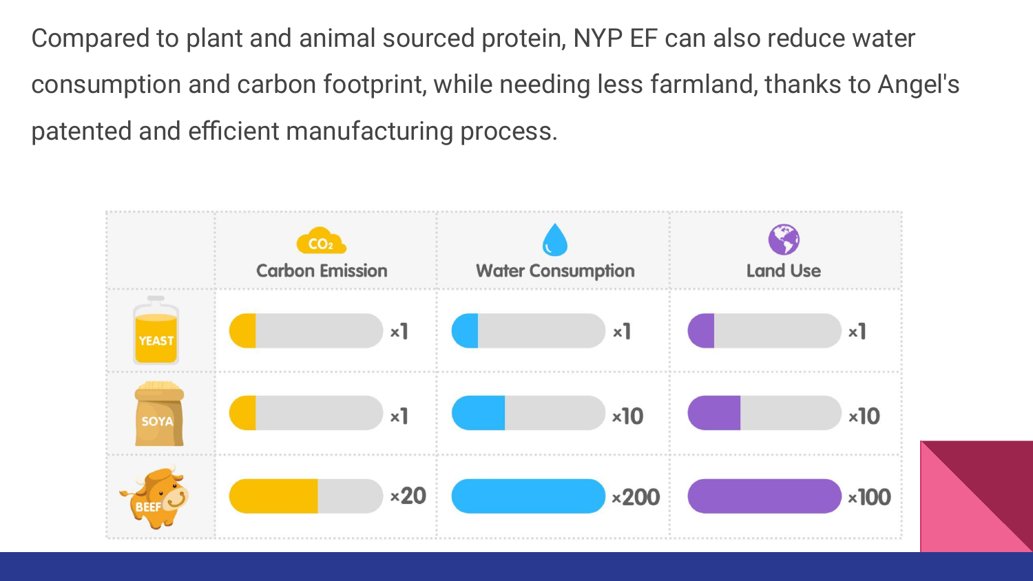Compared to plant and animal sourced protein, NYP EF can also reduce water consumption and carbon footprint, while needing less farmland, thanks to Angel's patented and efficient manufacturing process.

| | $CO_2$ Carbon Emission | Water Consumption | Land Use |
|---|---|---|---|
| YEAST | ×1 | ×1 | ×1 |
| SOYA | ×1 | ×10 | ×10 |
| BEEF | ×20 | ×200 | ×100 |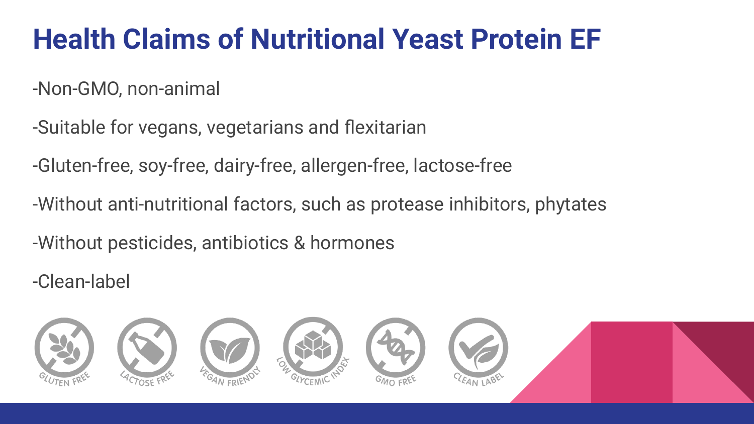# Health Claims of Nutritional Yeast Protein EF

-Non-GMO, non-animal

-Suitable for vegans, vegetarians and flexitarian

-Gluten-free, soy-free, dairy-free, allergen-free, lactose-free

-Without anti-nutritional factors, such as protease inhibitors, phytates

-Without pesticides, antibiotics & hormones

-Clean-label

GLUTEN FREE LACTOSE FREE VEGAN FRIENDLY LOW GLYCEMIC INDEX GMO FREE CLEAN LABEL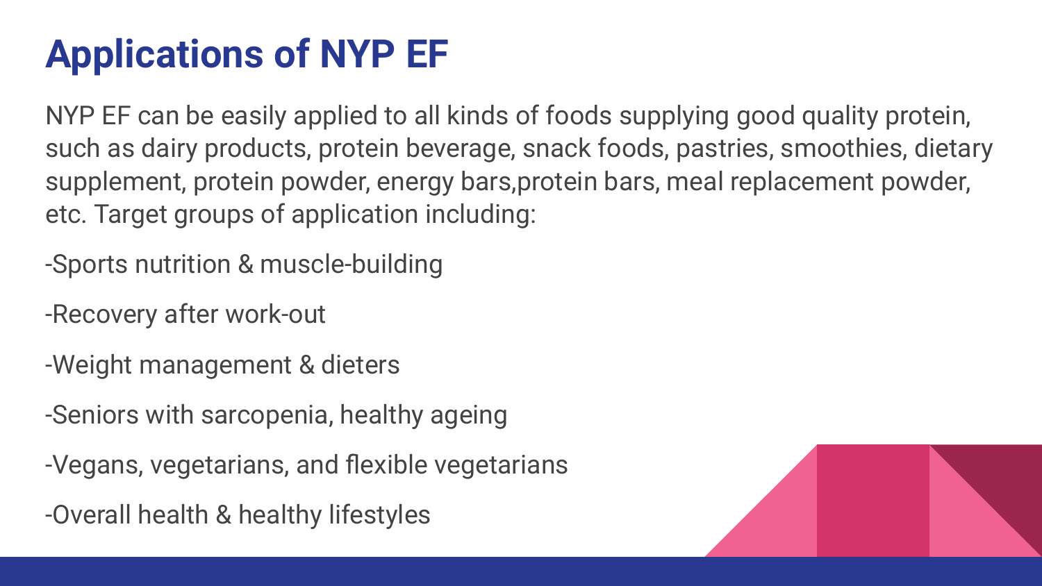# Applications of NYP EF

NYP EF can be easily applied to all kinds of foods supplying good quality protein, such as dairy products, protein beverage, snack foods, pastries, smoothies, dietary supplement, protein powder, energy bars,protein bars, meal replacement powder, etc. Target groups of application including:

-Sports nutrition & muscle-building

-Recovery after work-out

-Weight management & dieters

-Seniors with sarcopenia, healthy ageing

-Vegans, vegetarians, and flexible vegetarians

-Overall health & healthy lifestyles